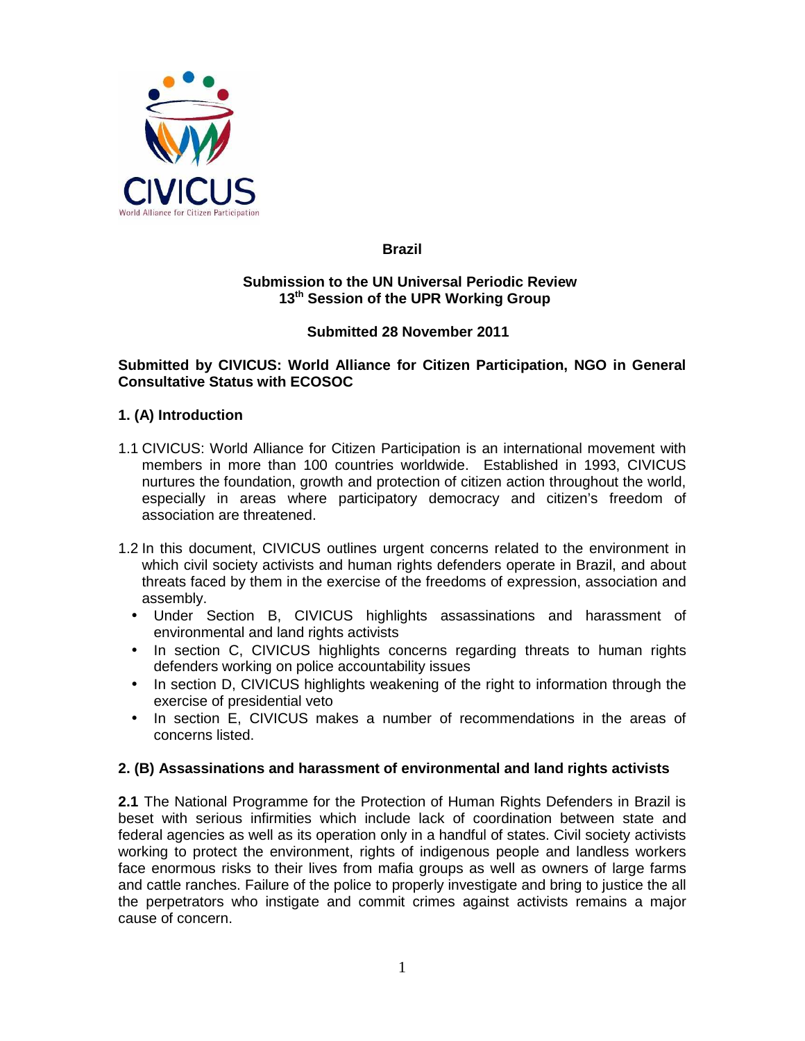CIVICUS
World Alliance for Citizen Participation

**Brazil**

**Submission to the UN Universal Periodic Review**
**13th Session of the UPR Working Group**

**Submitted 28 November 2011**

**Submitted by CIVICUS: World Alliance for Citizen Participation, NGO in General Consultative Status with ECOSOC**

## 1. (A) Introduction

1.1 CIVICUS: World Alliance for Citizen Participation is an international movement with members in more than 100 countries worldwide. Established in 1993, CIVICUS nurtures the foundation, growth and protection of citizen action throughout the world, especially in areas where participatory democracy and citizen's freedom of association are threatened.

1.2 In this document, CIVICUS outlines urgent concerns related to the environment in which civil society activists and human rights defenders operate in Brazil, and about threats faced by them in the exercise of the freedoms of expression, association and assembly.

- Under Section B, CIVICUS highlights assassinations and harassment of environmental and land rights activists
- In section C, CIVICUS highlights concerns regarding threats to human rights defenders working on police accountability issues
- In section D, CIVICUS highlights weakening of the right to information through the exercise of presidential veto
- In section E, CIVICUS makes a number of recommendations in the areas of concerns listed.

## 2. (B) Assassinations and harassment of environmental and land rights activists

**2.1** The National Programme for the Protection of Human Rights Defenders in Brazil is beset with serious infirmities which include lack of coordination between state and federal agencies as well as its operation only in a handful of states. Civil society activists working to protect the environment, rights of indigenous people and landless workers face enormous risks to their lives from mafia groups as well as owners of large farms and cattle ranches. Failure of the police to properly investigate and bring to justice the all the perpetrators who instigate and commit crimes against activists remains a major cause of concern.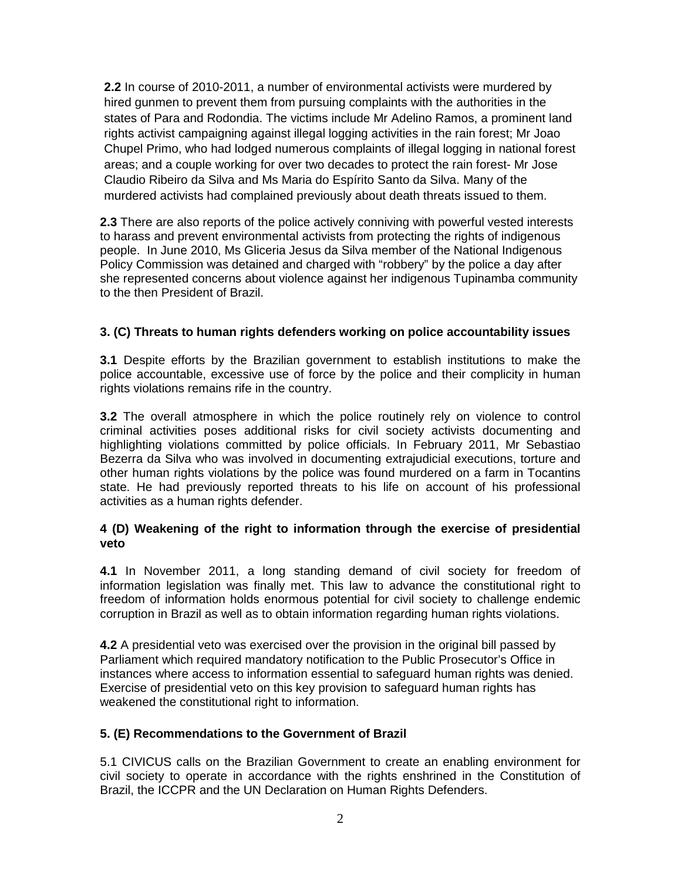**2.2** In course of 2010-2011, a number of environmental activists were murdered by hired gunmen to prevent them from pursuing complaints with the authorities in the states of Para and Rodondia. The victims include Mr Adelino Ramos, a prominent land rights activist campaigning against illegal logging activities in the rain forest; Mr Joao Chupel Primo, who had lodged numerous complaints of illegal logging in national forest areas; and a couple working for over two decades to protect the rain forest- Mr Jose Claudio Ribeiro da Silva and Ms Maria do Espírito Santo da Silva. Many of the murdered activists had complained previously about death threats issued to them.

**2.3** There are also reports of the police actively conniving with powerful vested interests to harass and prevent environmental activists from protecting the rights of indigenous people. In June 2010, Ms Gliceria Jesus da Silva member of the National Indigenous Policy Commission was detained and charged with "robbery" by the police a day after she represented concerns about violence against her indigenous Tupinamba community to the then President of Brazil.

**3. (C) Threats to human rights defenders working on police accountability issues**

**3.1** Despite efforts by the Brazilian government to establish institutions to make the police accountable, excessive use of force by the police and their complicity in human rights violations remains rife in the country.

**3.2** The overall atmosphere in which the police routinely rely on violence to control criminal activities poses additional risks for civil society activists documenting and highlighting violations committed by police officials. In February 2011, Mr Sebastiao Bezerra da Silva who was involved in documenting extrajudicial executions, torture and other human rights violations by the police was found murdered on a farm in Tocantins state. He had previously reported threats to his life on account of his professional activities as a human rights defender.

**4 (D) Weakening of the right to information through the exercise of presidential veto**

**4.1** In November 2011, a long standing demand of civil society for freedom of information legislation was finally met. This law to advance the constitutional right to freedom of information holds enormous potential for civil society to challenge endemic corruption in Brazil as well as to obtain information regarding human rights violations.

**4.2** A presidential veto was exercised over the provision in the original bill passed by Parliament which required mandatory notification to the Public Prosecutor's Office in instances where access to information essential to safeguard human rights was denied. Exercise of presidential veto on this key provision to safeguard human rights has weakened the constitutional right to information.

**5. (E) Recommendations to the Government of Brazil**

5.1 CIVICUS calls on the Brazilian Government to create an enabling environment for civil society to operate in accordance with the rights enshrined in the Constitution of Brazil, the ICCPR and the UN Declaration on Human Rights Defenders.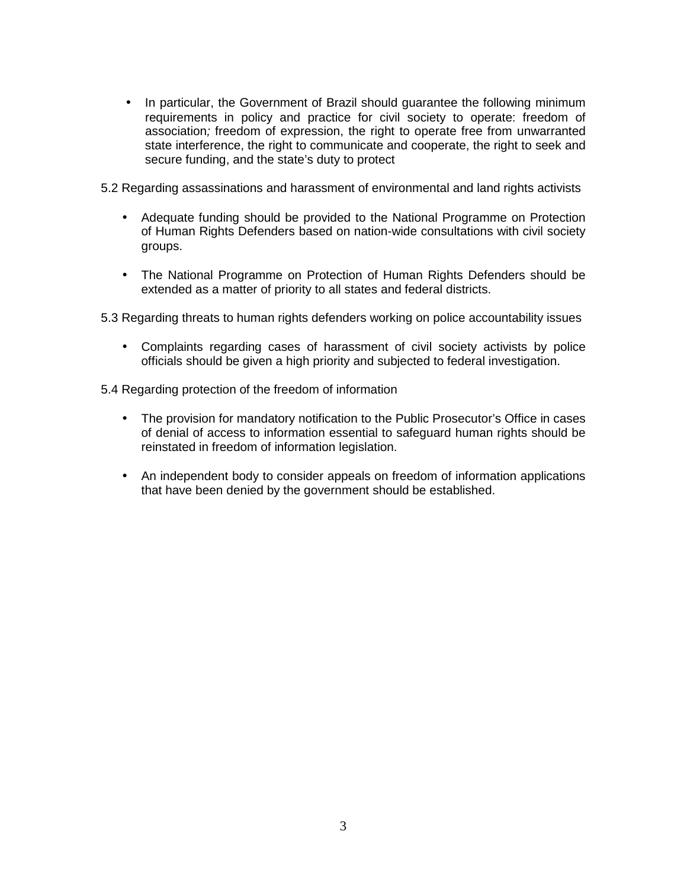- In particular, the Government of Brazil should guarantee the following minimum requirements in policy and practice for civil society to operate: freedom of association*;* freedom of expression, the right to operate free from unwarranted state interference, the right to communicate and cooperate, the right to seek and secure funding, and the state's duty to protect

5.2 Regarding assassinations and harassment of environmental and land rights activists

- Adequate funding should be provided to the National Programme on Protection of Human Rights Defenders based on nation-wide consultations with civil society groups.

- The National Programme on Protection of Human Rights Defenders should be extended as a matter of priority to all states and federal districts.

5.3 Regarding threats to human rights defenders working on police accountability issues

- Complaints regarding cases of harassment of civil society activists by police officials should be given a high priority and subjected to federal investigation.

5.4 Regarding protection of the freedom of information

- The provision for mandatory notification to the Public Prosecutor's Office in cases of denial of access to information essential to safeguard human rights should be reinstated in freedom of information legislation.

- An independent body to consider appeals on freedom of information applications that have been denied by the government should be established.